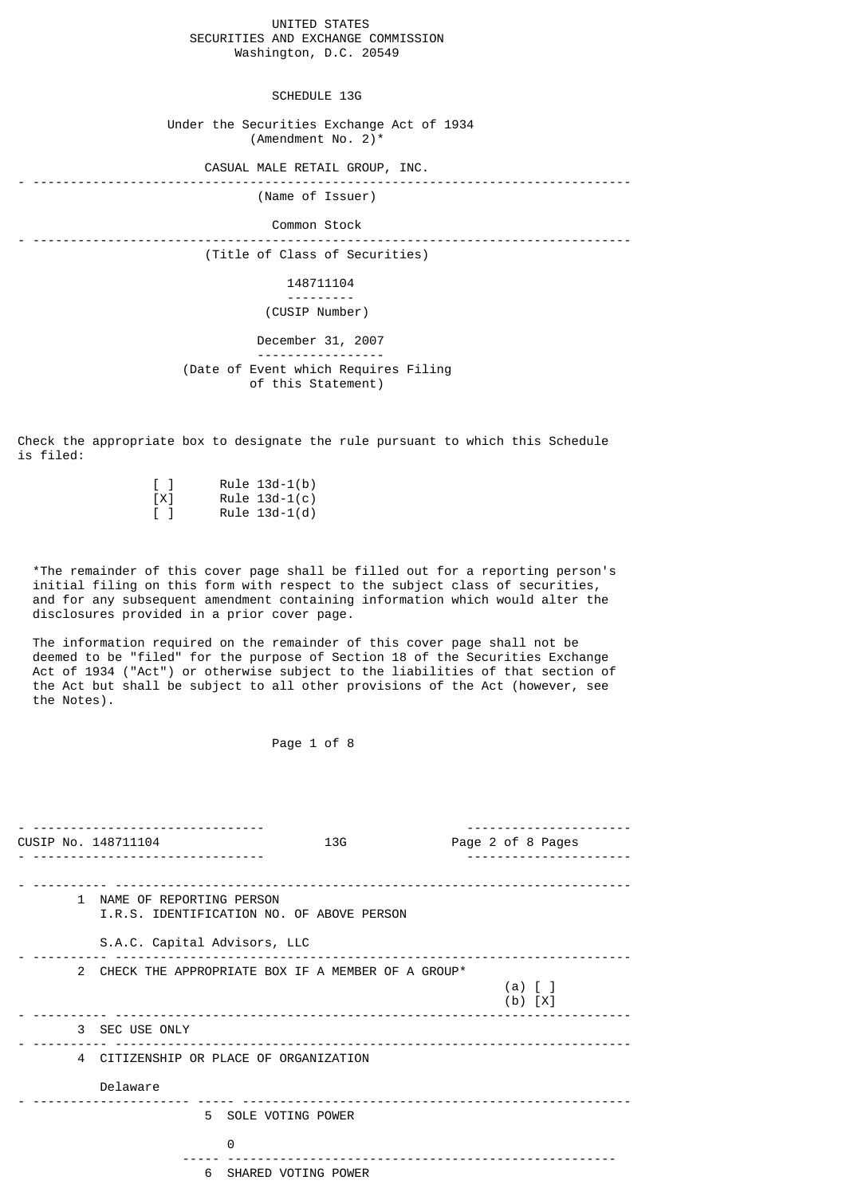UNITED STATES
SECURITIES AND EXCHANGE COMMISSION
Washington, D.C. 20549

# SCHEDULE 13G

Under the Securities Exchange Act of 1934
(Amendment No. 2)*

CASUAL MALE RETAIL GROUP, INC.

(Name of Issuer)

Common Stock

(Title of Class of Securities)

148711104

(CUSIP Number)

December 31, 2007

(Date of Event which Requires Filing of this Statement)

Check the appropriate box to designate the rule pursuant to which this Schedule is filed:

[ ] Rule 13d-1(b)
[X] Rule 13d-1(c)
[ ] Rule 13d-1(d)

*The remainder of this cover page shall be filled out for a reporting person's initial filing on this form with respect to the subject class of securities, and for any subsequent amendment containing information which would alter the disclosures provided in a prior cover page.

The information required on the remainder of this cover page shall not be deemed to be "filed" for the purpose of Section 18 of the Securities Exchange Act of 1934 ("Act") or otherwise subject to the liabilities of that section of the Act but shall be subject to all other provisions of the Act (however, see the Notes).

---

CUSIP No. 148711104 | 13G

| | |
|---|---|
| 1 | NAME OF REPORTING PERSON<br>I.R.S. IDENTIFICATION NO. OF ABOVE PERSON<br><br>S.A.C. Capital Advisors, LLC |
| 2 | CHECK THE APPROPRIATE BOX IF A MEMBER OF A GROUP*<br>(a) [ ]<br>(b) [X] |
| 3 | SEC USE ONLY |
| 4 | CITIZENSHIP OR PLACE OF ORGANIZATION<br><br>Delaware |
| 5 | SOLE VOTING POWER<br><br>0 |
| 6 | SHARED VOTING POWER |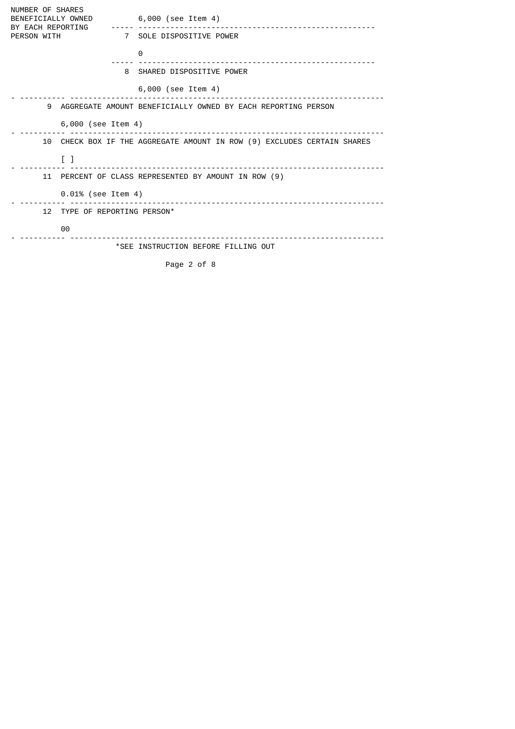| NUMBER OF SHARES BENEFICIALLY OWNED BY EACH REPORTING PERSON WITH | | 6,000 (see Item 4) |
|---|---|---|
| | 7 | SOLE DISPOSITIVE POWER<br><br>0 |
| | 8 | SHARED DISPOSITIVE POWER<br><br>6,000 (see Item 4) |

| | |
|---|---|
| 9 | AGGREGATE AMOUNT BENEFICIALLY OWNED BY EACH REPORTING PERSON<br><br>6,000 (see Item 4) |
| 10 | CHECK BOX IF THE AGGREGATE AMOUNT IN ROW (9) EXCLUDES CERTAIN SHARES<br><br>[ ] |
| 11 | PERCENT OF CLASS REPRESENTED BY AMOUNT IN ROW (9)<br><br>0.01% (see Item 4) |
| 12 | TYPE OF REPORTING PERSON*<br><br>OO |

*SEE INSTRUCTION BEFORE FILLING OUT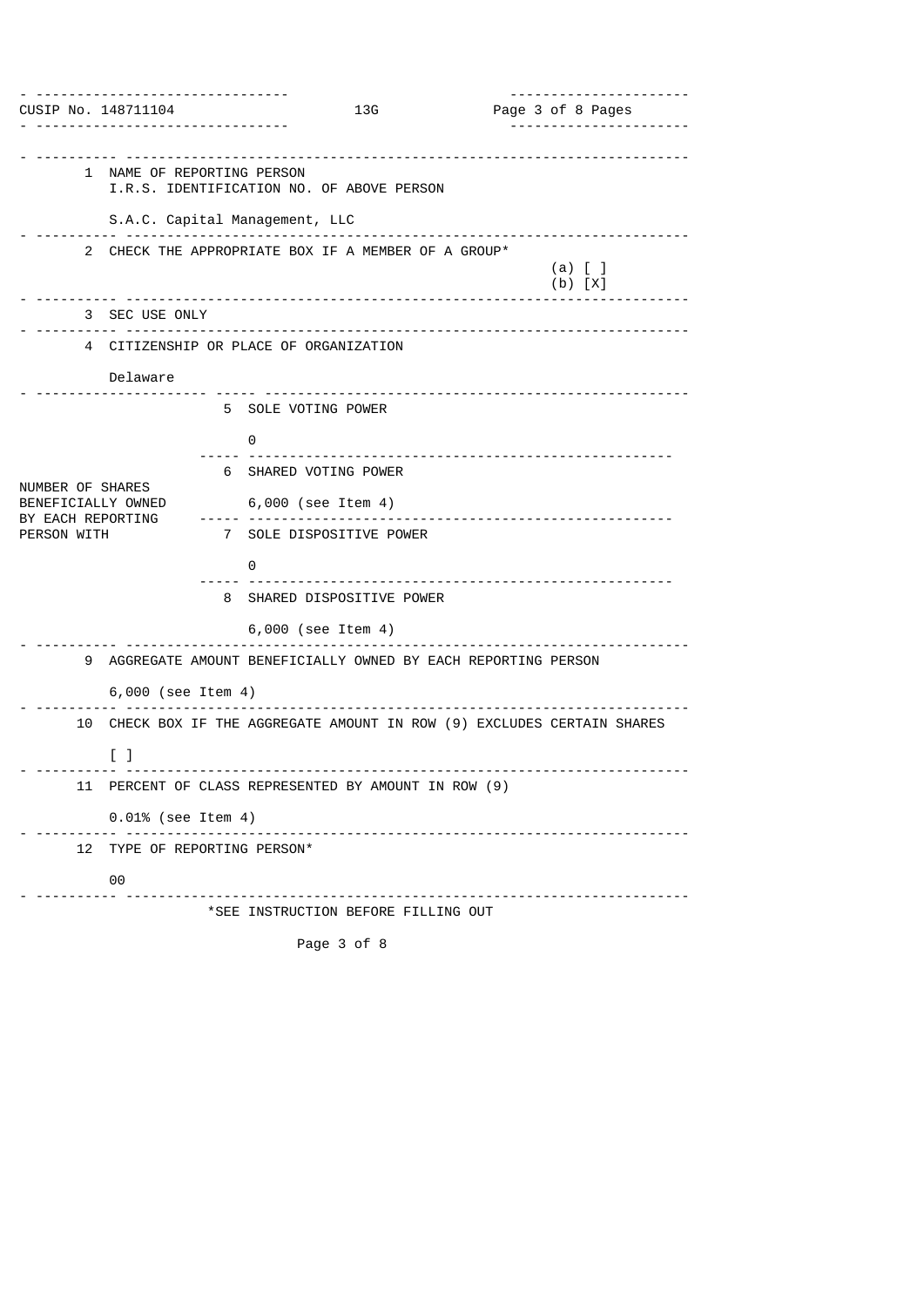CUSIP No. 148711104 13G

| | | |
|---|---|---|
| 1 | NAME OF REPORTING PERSON<br>I.R.S. IDENTIFICATION NO. OF ABOVE PERSON<br><br>S.A.C. Capital Management, LLC | |
| 2 | CHECK THE APPROPRIATE BOX IF A MEMBER OF A GROUP* | (a) [ ]<br>(b) [X] |
| 3 | SEC USE ONLY | |
| 4 | CITIZENSHIP OR PLACE OF ORGANIZATION<br><br>Delaware | |

| NUMBER OF SHARES BENEFICIALLY OWNED BY EACH REPORTING PERSON WITH | | |
|---|---|---|
| | 5 | SOLE VOTING POWER<br><br>0 |
| | 6 | SHARED VOTING POWER<br><br>6,000 (see Item 4) |
| | 7 | SOLE DISPOSITIVE POWER<br><br>0 |
| | 8 | SHARED DISPOSITIVE POWER<br><br>6,000 (see Item 4) |

| | |
|---|---|
| 9 | AGGREGATE AMOUNT BENEFICIALLY OWNED BY EACH REPORTING PERSON<br><br>6,000 (see Item 4) |
| 10 | CHECK BOX IF THE AGGREGATE AMOUNT IN ROW (9) EXCLUDES CERTAIN SHARES<br><br>[ ] |
| 11 | PERCENT OF CLASS REPRESENTED BY AMOUNT IN ROW (9)<br><br>0.01% (see Item 4) |
| 12 | TYPE OF REPORTING PERSON*<br><br>OO |

*SEE INSTRUCTION BEFORE FILLING OUT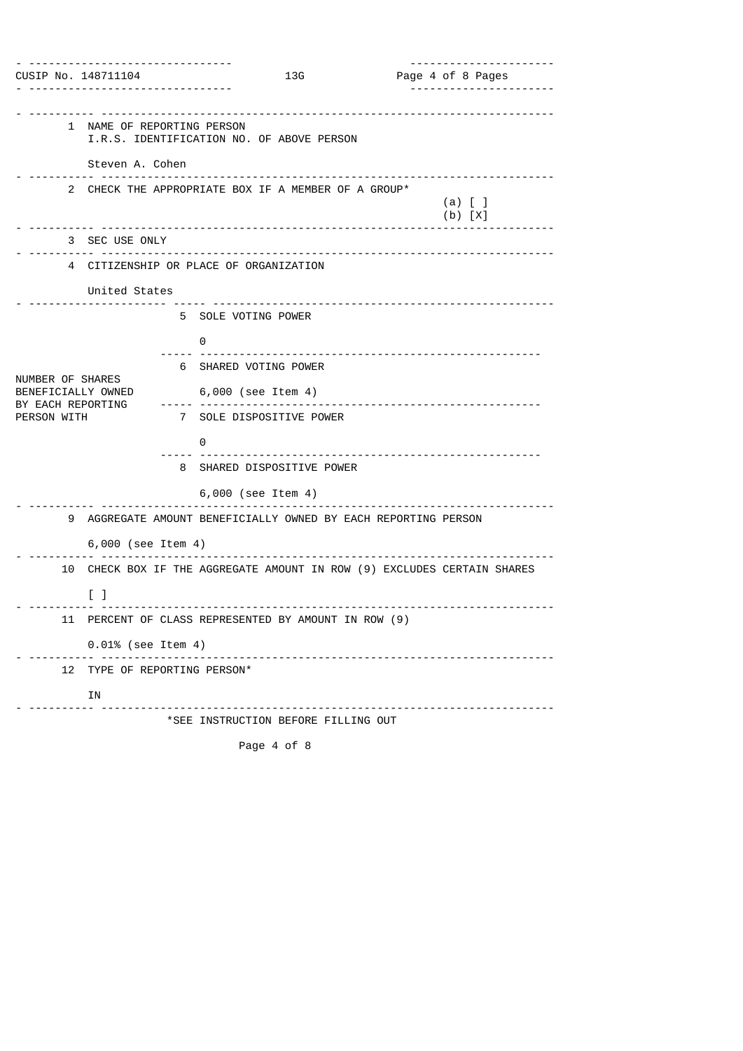CUSIP No. 148711104 13G

| | | |
|---|---|---|
| 1 | NAME OF REPORTING PERSON<br>I.R.S. IDENTIFICATION NO. OF ABOVE PERSON<br><br>Steven A. Cohen | |
| 2 | CHECK THE APPROPRIATE BOX IF A MEMBER OF A GROUP* | (a) [ ]<br>(b) [X] |
| 3 | SEC USE ONLY | |
| 4 | CITIZENSHIP OR PLACE OF ORGANIZATION<br><br>United States | |

| NUMBER OF SHARES BENEFICIALLY OWNED BY EACH REPORTING PERSON WITH | | |
|---|---|---|
| | 5 | SOLE VOTING POWER<br><br>0 |
| | 6 | SHARED VOTING POWER<br><br>6,000 (see Item 4) |
| | 7 | SOLE DISPOSITIVE POWER<br><br>0 |
| | 8 | SHARED DISPOSITIVE POWER<br><br>6,000 (see Item 4) |

| | |
|---|---|
| 9 | AGGREGATE AMOUNT BENEFICIALLY OWNED BY EACH REPORTING PERSON<br><br>6,000 (see Item 4) |
| 10 | CHECK BOX IF THE AGGREGATE AMOUNT IN ROW (9) EXCLUDES CERTAIN SHARES<br><br>[ ] |
| 11 | PERCENT OF CLASS REPRESENTED BY AMOUNT IN ROW (9)<br><br>0.01% (see Item 4) |
| 12 | TYPE OF REPORTING PERSON*<br><br>IN |

*SEE INSTRUCTION BEFORE FILLING OUT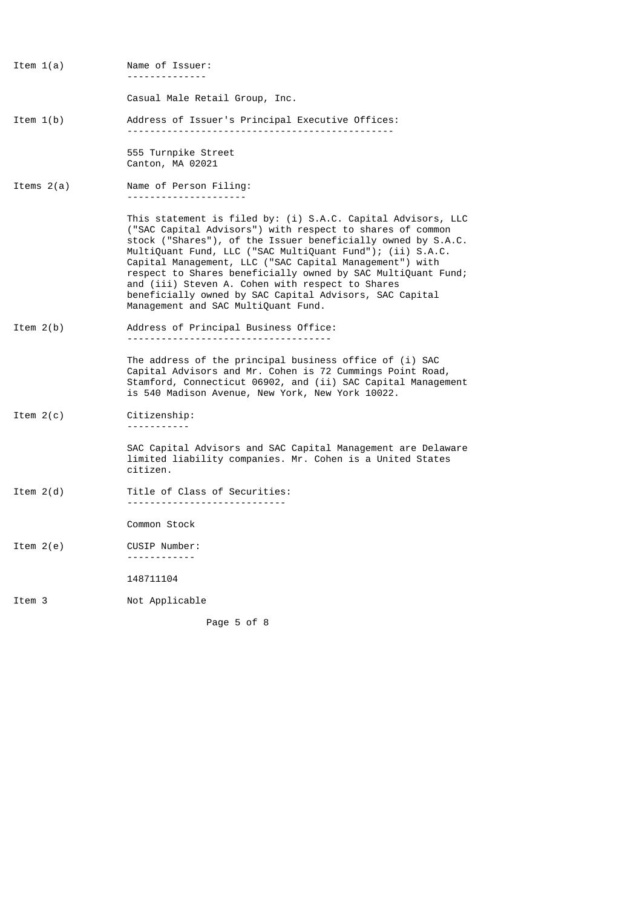**Item 1(a)** Name of Issuer:

Casual Male Retail Group, Inc.

**Item 1(b)** Address of Issuer's Principal Executive Offices:

555 Turnpike Street
Canton, MA 02021

**Items 2(a)** Name of Person Filing:

This statement is filed by: (i) S.A.C. Capital Advisors, LLC ("SAC Capital Advisors") with respect to shares of common stock ("Shares"), of the Issuer beneficially owned by S.A.C. MultiQuant Fund, LLC ("SAC MultiQuant Fund"); (ii) S.A.C. Capital Management, LLC ("SAC Capital Management") with respect to Shares beneficially owned by SAC MultiQuant Fund; and (iii) Steven A. Cohen with respect to Shares beneficially owned by SAC Capital Advisors, SAC Capital Management and SAC MultiQuant Fund.

**Item 2(b)** Address of Principal Business Office:

The address of the principal business office of (i) SAC Capital Advisors and Mr. Cohen is 72 Cummings Point Road, Stamford, Connecticut 06902, and (ii) SAC Capital Management is 540 Madison Avenue, New York, New York 10022.

**Item 2(c)** Citizenship:

SAC Capital Advisors and SAC Capital Management are Delaware limited liability companies. Mr. Cohen is a United States citizen.

**Item 2(d)** Title of Class of Securities:

Common Stock

**Item 2(e)** CUSIP Number:

148711104

**Item 3** Not Applicable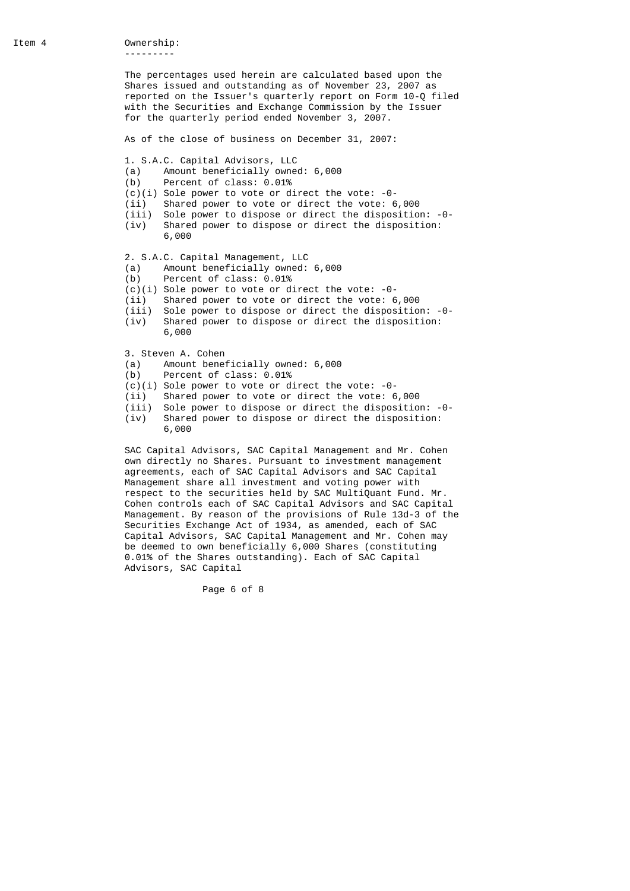## Item 4 Ownership:

The percentages used herein are calculated based upon the Shares issued and outstanding as of November 23, 2007 as reported on the Issuer's quarterly report on Form 10-Q filed with the Securities and Exchange Commission by the Issuer for the quarterly period ended November 3, 2007.

As of the close of business on December 31, 2007:

1. S.A.C. Capital Advisors, LLC
   - (a) Amount beneficially owned: 6,000
   - (b) Percent of class: 0.01%
   - (c)(i) Sole power to vote or direct the vote: -0-
   - (ii) Shared power to vote or direct the vote: 6,000
   - (iii) Sole power to dispose or direct the disposition: -0-
   - (iv) Shared power to dispose or direct the disposition: 6,000

2. S.A.C. Capital Management, LLC
   - (a) Amount beneficially owned: 6,000
   - (b) Percent of class: 0.01%
   - (c)(i) Sole power to vote or direct the vote: -0-
   - (ii) Shared power to vote or direct the vote: 6,000
   - (iii) Sole power to dispose or direct the disposition: -0-
   - (iv) Shared power to dispose or direct the disposition: 6,000

3. Steven A. Cohen
   - (a) Amount beneficially owned: 6,000
   - (b) Percent of class: 0.01%
   - (c)(i) Sole power to vote or direct the vote: -0-
   - (ii) Shared power to vote or direct the vote: 6,000
   - (iii) Sole power to dispose or direct the disposition: -0-
   - (iv) Shared power to dispose or direct the disposition: 6,000

SAC Capital Advisors, SAC Capital Management and Mr. Cohen own directly no Shares. Pursuant to investment management agreements, each of SAC Capital Advisors and SAC Capital Management share all investment and voting power with respect to the securities held by SAC MultiQuant Fund. Mr. Cohen controls each of SAC Capital Advisors and SAC Capital Management. By reason of the provisions of Rule 13d-3 of the Securities Exchange Act of 1934, as amended, each of SAC Capital Advisors, SAC Capital Management and Mr. Cohen may be deemed to own beneficially 6,000 Shares (constituting 0.01% of the Shares outstanding). Each of SAC Capital Advisors, SAC Capital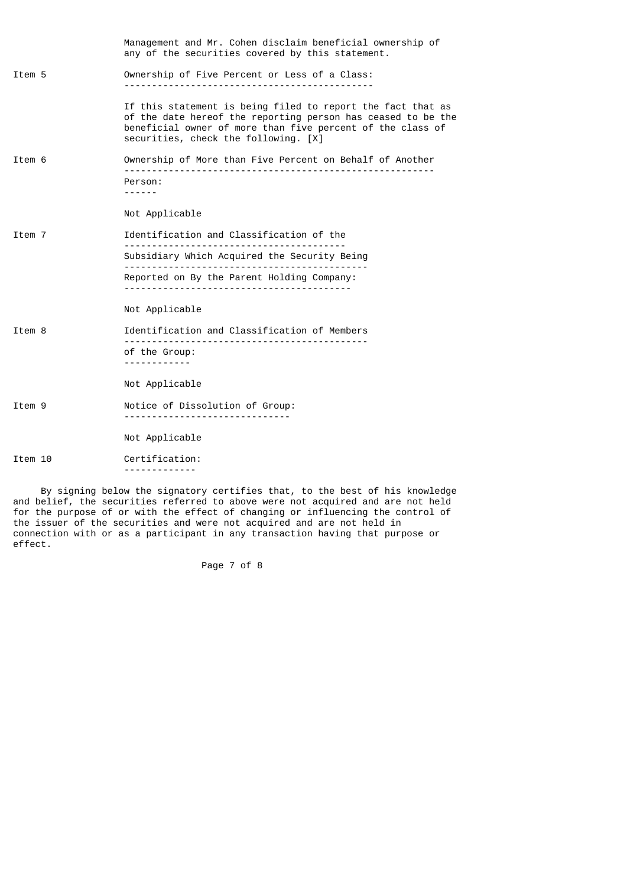Management and Mr. Cohen disclaim beneficial ownership of any of the securities covered by this statement.

**Item 5** Ownership of Five Percent or Less of a Class:

If this statement is being filed to report the fact that as of the date hereof the reporting person has ceased to be the beneficial owner of more than five percent of the class of securities, check the following. [X]

**Item 6** Ownership of More than Five Percent on Behalf of Another Person:

Not Applicable

**Item 7** Identification and Classification of the Subsidiary Which Acquired the Security Being Reported on By the Parent Holding Company:

Not Applicable

**Item 8** Identification and Classification of Members of the Group:

Not Applicable

**Item 9** Notice of Dissolution of Group:

Not Applicable

**Item 10** Certification:

By signing below the signatory certifies that, to the best of his knowledge and belief, the securities referred to above were not acquired and are not held for the purpose of or with the effect of changing or influencing the control of the issuer of the securities and were not acquired and are not held in connection with or as a participant in any transaction having that purpose or effect.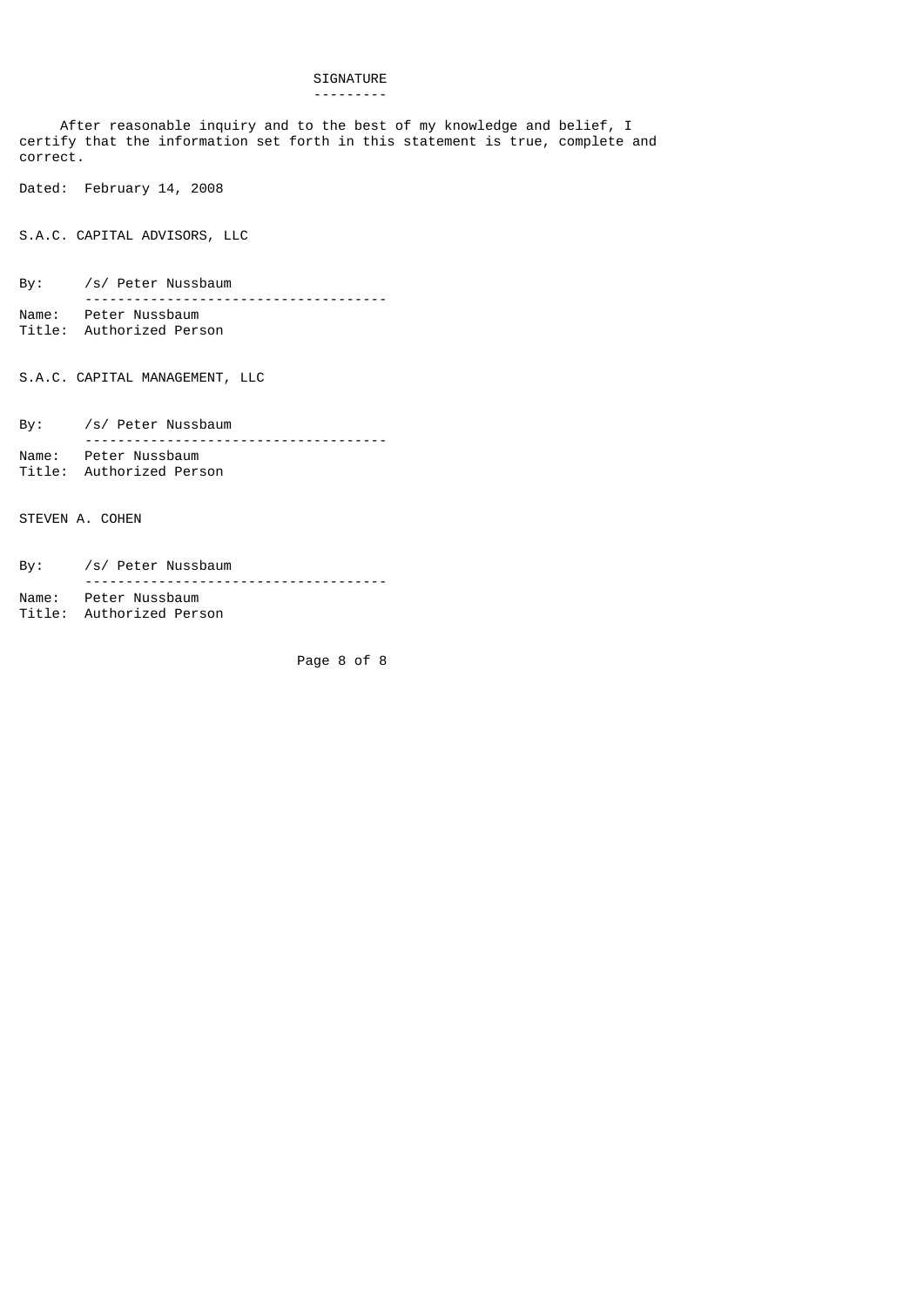## SIGNATURE

After reasonable inquiry and to the best of my knowledge and belief, I certify that the information set forth in this statement is true, complete and correct.

Dated: February 14, 2008

S.A.C. CAPITAL ADVISORS, LLC

By: /s/ Peter Nussbaum

Name: Peter Nussbaum
Title: Authorized Person

S.A.C. CAPITAL MANAGEMENT, LLC

By: /s/ Peter Nussbaum

Name: Peter Nussbaum
Title: Authorized Person

STEVEN A. COHEN

By: /s/ Peter Nussbaum

Name: Peter Nussbaum
Title: Authorized Person